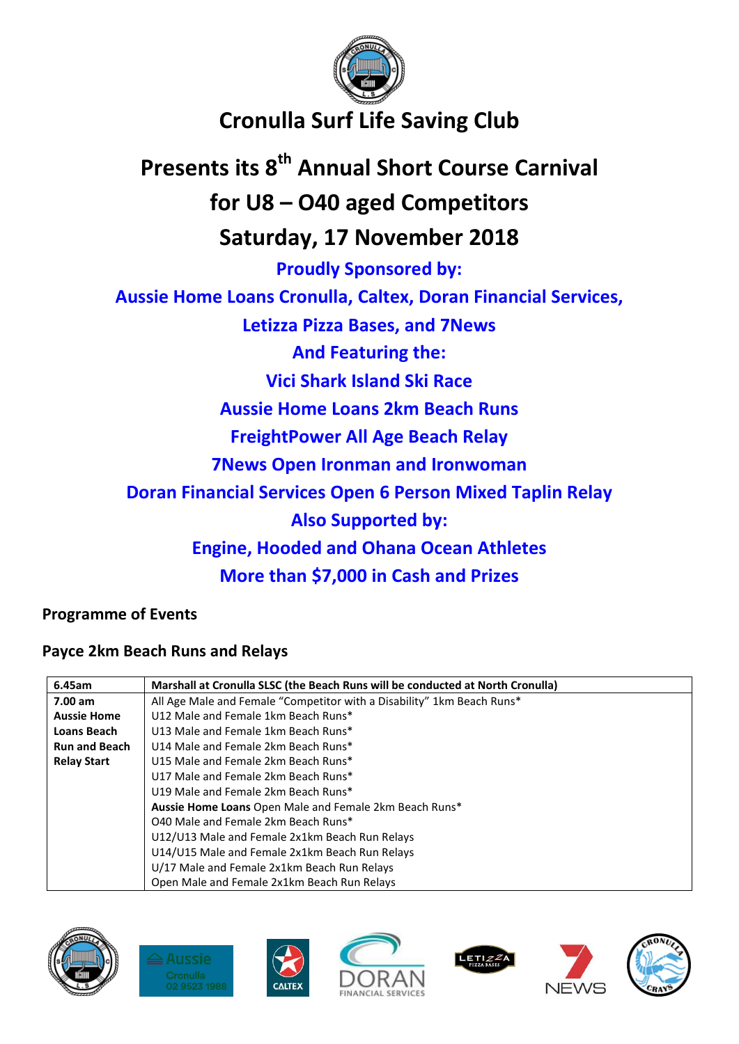# Cronulla Surf Life Saving Club

## Presents its 8th Annual Short Course Carnival for U8 – O40 aged Competitors

## Saturday, 17 November 2018

**Proudly Sponsored by:**

**Aussie Home Loans Cronulla, Caltex, Doran Financial Services, Letizza Pizza Bases, and 7News**

**And Featuring the:**

**Vici Shark Island Ski Race**

**Aussie Home Loans 2km Beach Runs**

**FreightPower All Age Beach Relay**

**7News Open Ironman and Ironwoman**

**Doran Financial Services Open 6 Person Mixed Taplin Relay**

**Also Supported by:**

**Engine, Hooded and Ohana Ocean Athletes**

**More than $7,000 in Cash and Prizes**

### Programme of Events

### Payce 2km Beach Runs and Relays

| **6.45am** | **Marshall at Cronulla SLSC (the Beach Runs will be conducted at North Cronulla)** |
|---|---|
| **7.00 am Aussie Home Loans Beach Run and Beach Relay Start** | All Age Male and Female "Competitor with a Disability" 1km Beach Runs* |
| | U12 Male and Female 1km Beach Runs* |
| | U13 Male and Female 1km Beach Runs* |
| | U14 Male and Female 2km Beach Runs* |
| | U15 Male and Female 2km Beach Runs* |
| | U17 Male and Female 2km Beach Runs* |
| | U19 Male and Female 2km Beach Runs* |
| | **Aussie Home Loans** Open Male and Female 2km Beach Runs* |
| | O40 Male and Female 2km Beach Runs* |
| | U12/U13 Male and Female 2x1km Beach Run Relays |
| | U14/U15 Male and Female 2x1km Beach Run Relays |
| | U/17 Male and Female 2x1km Beach Run Relays |
| | Open Male and Female 2x1km Beach Run Relays |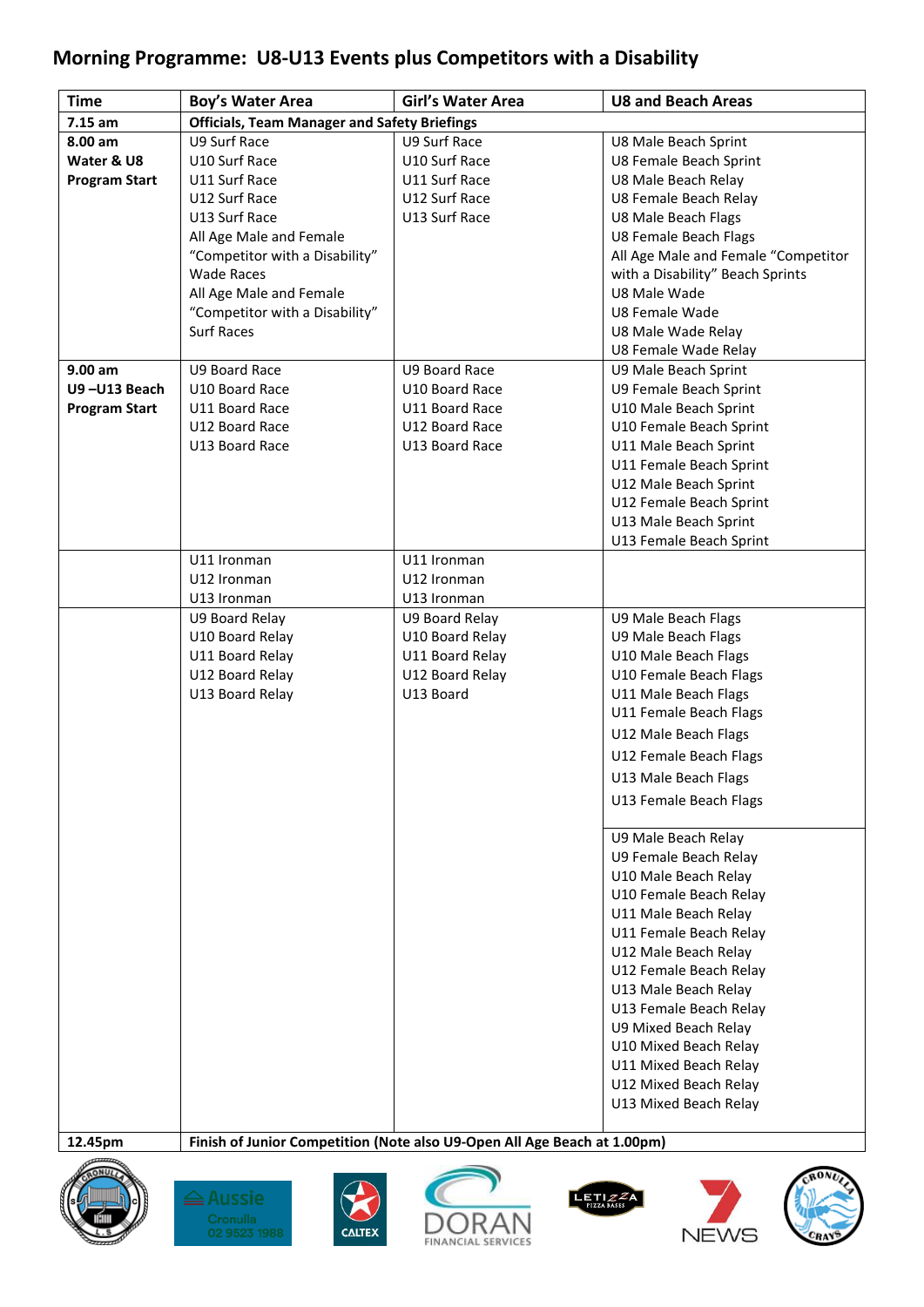# Morning Programme: U8-U13 Events plus Competitors with a Disability

| Time | Boy's Water Area | Girl's Water Area | U8 and Beach Areas |
|---|---|---|---|
| **7.15 am** | **Officials, Team Manager and Safety Briefings** | | |
| **8.00 am Water & U8 Program Start** | U9 Surf Race<br>U10 Surf Race<br>U11 Surf Race<br>U12 Surf Race<br>U13 Surf Race<br>All Age Male and Female "Competitor with a Disability" Wade Races<br>All Age Male and Female "Competitor with a Disability" Surf Races | U9 Surf Race<br>U10 Surf Race<br>U11 Surf Race<br>U12 Surf Race<br>U13 Surf Race | U8 Male Beach Sprint<br>U8 Female Beach Sprint<br>U8 Male Beach Relay<br>U8 Female Beach Relay<br>U8 Male Beach Flags<br>U8 Female Beach Flags<br>All Age Male and Female "Competitor with a Disability" Beach Sprints<br>U8 Male Wade<br>U8 Female Wade<br>U8 Male Wade Relay<br>U8 Female Wade Relay |
| **9.00 am U9 –U13 Beach Program Start** | U9 Board Race<br>U10 Board Race<br>U11 Board Race<br>U12 Board Race<br>U13 Board Race | U9 Board Race<br>U10 Board Race<br>U11 Board Race<br>U12 Board Race<br>U13 Board Race | U9 Male Beach Sprint<br>U9 Female Beach Sprint<br>U10 Male Beach Sprint<br>U10 Female Beach Sprint<br>U11 Male Beach Sprint<br>U11 Female Beach Sprint<br>U12 Male Beach Sprint<br>U12 Female Beach Sprint<br>U13 Male Beach Sprint<br>U13 Female Beach Sprint |
| | U11 Ironman<br>U12 Ironman<br>U13 Ironman | U11 Ironman<br>U12 Ironman<br>U13 Ironman | |
| | U9 Board Relay<br>U10 Board Relay<br>U11 Board Relay<br>U12 Board Relay<br>U13 Board Relay | U9 Board Relay<br>U10 Board Relay<br>U11 Board Relay<br>U12 Board Relay<br>U13 Board | U9 Male Beach Flags<br>U9 Male Beach Flags<br>U10 Male Beach Flags<br>U10 Female Beach Flags<br>U11 Male Beach Flags<br>U11 Female Beach Flags<br>U12 Male Beach Flags<br>U12 Female Beach Flags<br>U13 Male Beach Flags<br>U13 Female Beach Flags |
| | | | U9 Male Beach Relay<br>U9 Female Beach Relay<br>U10 Male Beach Relay<br>U10 Female Beach Relay<br>U11 Male Beach Relay<br>U11 Female Beach Relay<br>U12 Male Beach Relay<br>U12 Female Beach Relay<br>U13 Male Beach Relay<br>U13 Female Beach Relay<br>U9 Mixed Beach Relay<br>U10 Mixed Beach Relay<br>U11 Mixed Beach Relay<br>U12 Mixed Beach Relay<br>U13 Mixed Beach Relay |
| **12.45pm** | **Finish of Junior Competition (Note also U9-Open All Age Beach at 1.00pm)** | | |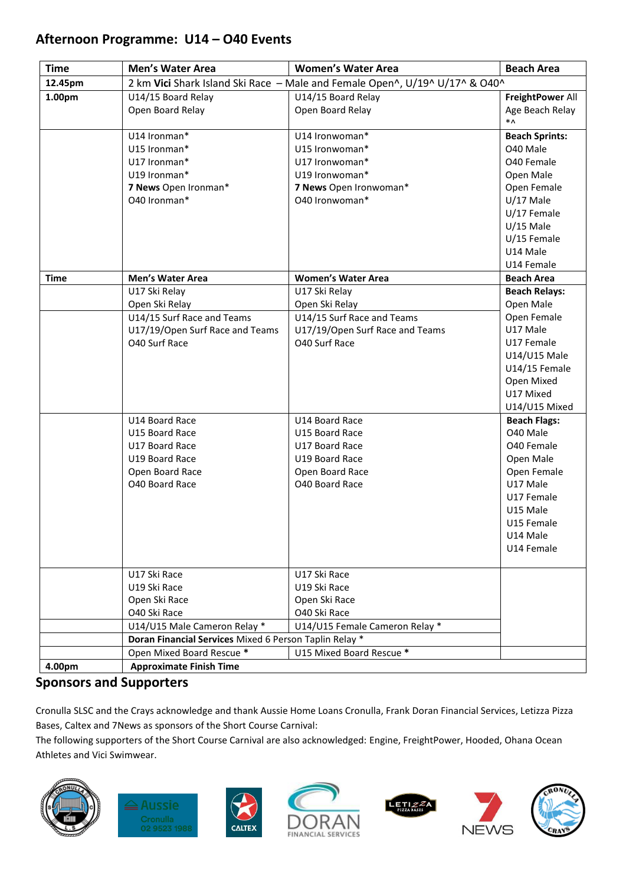## Afternoon Programme: U14 – O40 Events

| Time | Men's Water Area | Women's Water Area | Beach Area |
|---|---|---|---|
| **12.45pm** | 2 km **Vici** Shark Island Ski Race – Male and Female Open^, U/19^ U/17^ & O40^ | | |
| **1.00pm** | U14/15 Board Relay<br>Open Board Relay | U14/15 Board Relay<br>Open Board Relay | **FreightPower** All Age Beach Relay *^ |
| | U14 Ironman*<br>U15 Ironman*<br>U17 Ironman*<br>U19 Ironman*<br>**7 News** Open Ironman*<br>O40 Ironman* | U14 Ironwoman*<br>U15 Ironwoman*<br>U17 Ironwoman*<br>U19 Ironwoman*<br>**7 News** Open Ironwoman*<br>O40 Ironwoman* | **Beach Sprints:**<br>O40 Male<br>O40 Female<br>Open Male<br>Open Female<br>U/17 Male<br>U/17 Female<br>U/15 Male<br>U/15 Female<br>U14 Male<br>U14 Female |
| **Time** | **Men's Water Area** | **Women's Water Area** | **Beach Area** |
| | U17 Ski Relay<br>Open Ski Relay | U17 Ski Relay<br>Open Ski Relay | **Beach Relays:**<br>Open Male<br>Open Female<br>U17 Male<br>U17 Female<br>U14/U15 Male<br>U14/15 Female<br>Open Mixed<br>U17 Mixed<br>U14/U15 Mixed |
| | U14/15 Surf Race and Teams<br>U17/19/Open Surf Race and Teams<br>O40 Surf Race | U14/15 Surf Race and Teams<br>U17/19/Open Surf Race and Teams<br>O40 Surf Race | |
| | U14 Board Race<br>U15 Board Race<br>U17 Board Race<br>U19 Board Race<br>Open Board Race<br>O40 Board Race | U14 Board Race<br>U15 Board Race<br>U17 Board Race<br>U19 Board Race<br>Open Board Race<br>O40 Board Race | **Beach Flags:**<br>O40 Male<br>O40 Female<br>Open Male<br>Open Female<br>U17 Male<br>U17 Female<br>U15 Male<br>U15 Female<br>U14 Male<br>U14 Female |
| | U17 Ski Race<br>U19 Ski Race<br>Open Ski Race<br>O40 Ski Race | U17 Ski Race<br>U19 Ski Race<br>Open Ski Race<br>O40 Ski Race | |
| | U14/U15 Male Cameron Relay * | U14/U15 Female Cameron Relay * | |
| | **Doran Financial Services** Mixed 6 Person Taplin Relay * | | |
| | Open Mixed Board Rescue * | U15 Mixed Board Rescue * | |
| **4.00pm** | **Approximate Finish Time** | | |

## Sponsors and Supporters

Cronulla SLSC and the Crays acknowledge and thank Aussie Home Loans Cronulla, Frank Doran Financial Services, Letizza Pizza Bases, Caltex and 7News as sponsors of the Short Course Carnival:

The following supporters of the Short Course Carnival are also acknowledged: Engine, FreightPower, Hooded, Ohana Ocean Athletes and Vici Swimwear.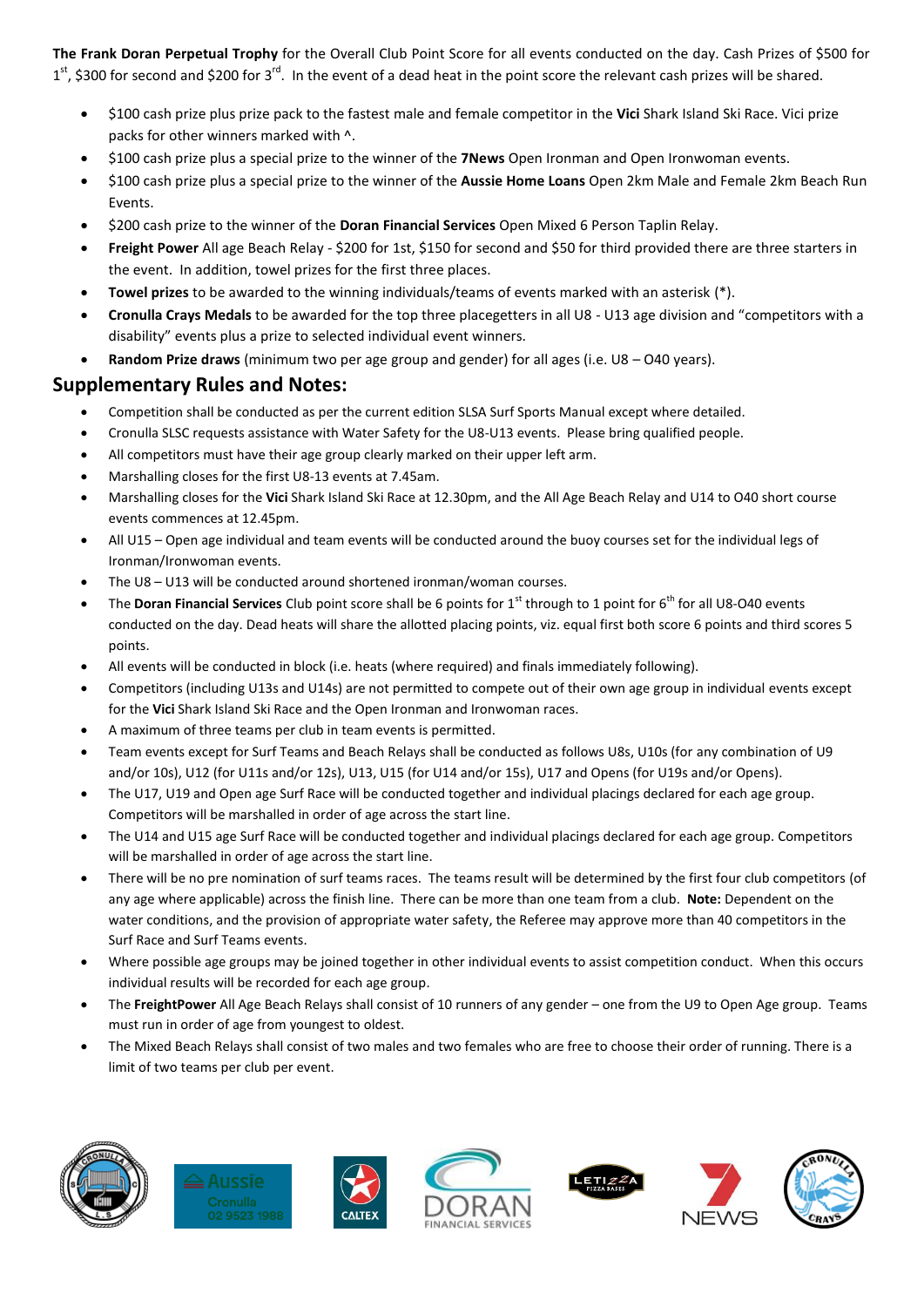**The Frank Doran Perpetual Trophy** for the Overall Club Point Score for all events conducted on the day. Cash Prizes of $500 for 1st, $300 for second and $200 for 3rd. In the event of a dead heat in the point score the relevant cash prizes will be shared.

- $100 cash prize plus prize pack to the fastest male and female competitor in the **Vici** Shark Island Ski Race. Vici prize packs for other winners marked with ^.
- $100 cash prize plus a special prize to the winner of the **7News** Open Ironman and Open Ironwoman events.
- $100 cash prize plus a special prize to the winner of the **Aussie Home Loans** Open 2km Male and Female 2km Beach Run Events.
- $200 cash prize to the winner of the **Doran Financial Services** Open Mixed 6 Person Taplin Relay.
- **Freight Power** All age Beach Relay - $200 for 1st, $150 for second and $50 for third provided there are three starters in the event. In addition, towel prizes for the first three places.
- **Towel prizes** to be awarded to the winning individuals/teams of events marked with an asterisk (*).
- **Cronulla Crays Medals** to be awarded for the top three placegetters in all U8 - U13 age division and "competitors with a disability" events plus a prize to selected individual event winners.
- **Random Prize draws** (minimum two per age group and gender) for all ages (i.e. U8 – O40 years).

## Supplementary Rules and Notes:

- Competition shall be conducted as per the current edition SLSA Surf Sports Manual except where detailed.
- Cronulla SLSC requests assistance with Water Safety for the U8-U13 events. Please bring qualified people.
- All competitors must have their age group clearly marked on their upper left arm.
- Marshalling closes for the first U8-13 events at 7.45am.
- Marshalling closes for the **Vici** Shark Island Ski Race at 12.30pm, and the All Age Beach Relay and U14 to O40 short course events commences at 12.45pm.
- All U15 – Open age individual and team events will be conducted around the buoy courses set for the individual legs of Ironman/Ironwoman events.
- The U8 – U13 will be conducted around shortened ironman/woman courses.
- The **Doran Financial Services** Club point score shall be 6 points for 1st through to 1 point for 6th for all U8-O40 events conducted on the day. Dead heats will share the allotted placing points, viz. equal first both score 6 points and third scores 5 points.
- All events will be conducted in block (i.e. heats (where required) and finals immediately following).
- Competitors (including U13s and U14s) are not permitted to compete out of their own age group in individual events except for the **Vici** Shark Island Ski Race and the Open Ironman and Ironwoman races.
- A maximum of three teams per club in team events is permitted.
- Team events except for Surf Teams and Beach Relays shall be conducted as follows U8s, U10s (for any combination of U9 and/or 10s), U12 (for U11s and/or 12s), U13, U15 (for U14 and/or 15s), U17 and Opens (for U19s and/or Opens).
- The U17, U19 and Open age Surf Race will be conducted together and individual placings declared for each age group. Competitors will be marshalled in order of age across the start line.
- The U14 and U15 age Surf Race will be conducted together and individual placings declared for each age group. Competitors will be marshalled in order of age across the start line.
- There will be no pre nomination of surf teams races. The teams result will be determined by the first four club competitors (of any age where applicable) across the finish line. There can be more than one team from a club. **Note:** Dependent on the water conditions, and the provision of appropriate water safety, the Referee may approve more than 40 competitors in the Surf Race and Surf Teams events.
- Where possible age groups may be joined together in other individual events to assist competition conduct. When this occurs individual results will be recorded for each age group.
- The **FreightPower** All Age Beach Relays shall consist of 10 runners of any gender – one from the U9 to Open Age group. Teams must run in order of age from youngest to oldest.
- The Mixed Beach Relays shall consist of two males and two females who are free to choose their order of running. There is a limit of two teams per club per event.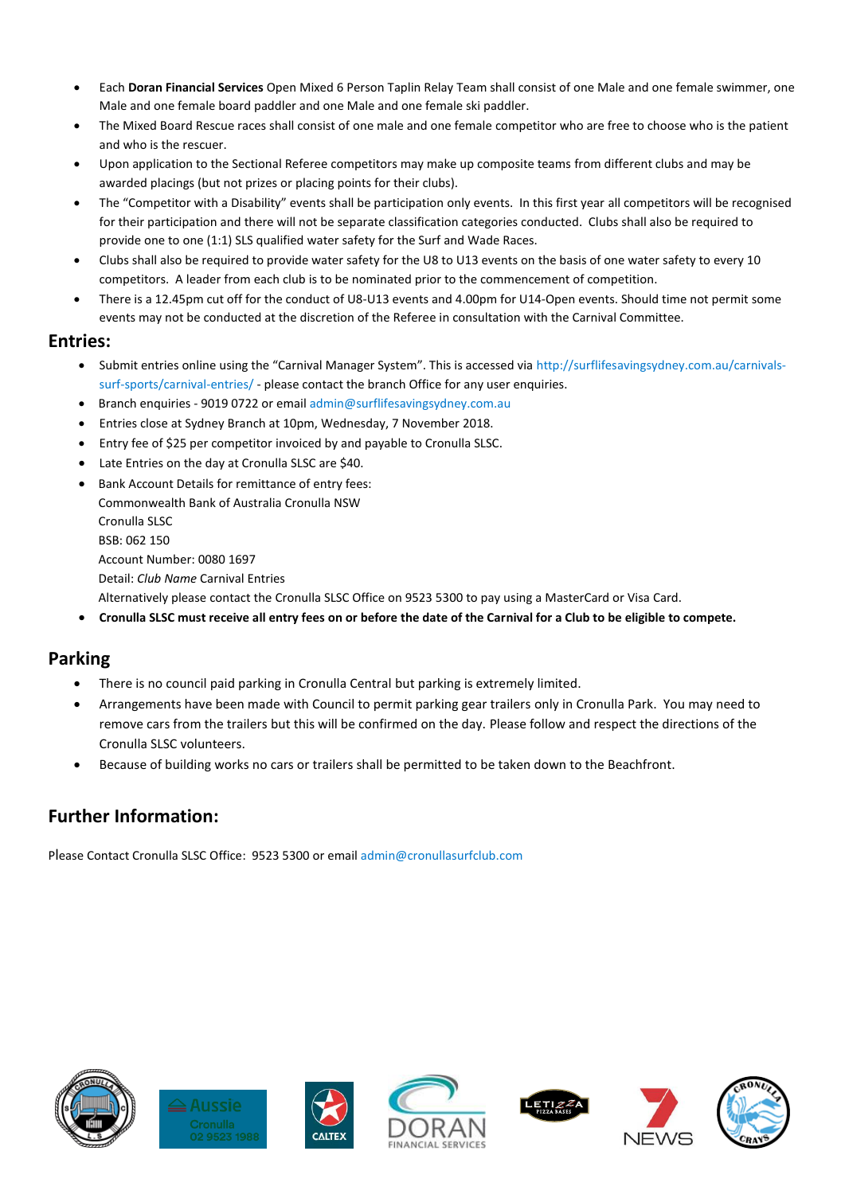- Each **Doran Financial Services** Open Mixed 6 Person Taplin Relay Team shall consist of one Male and one female swimmer, one Male and one female board paddler and one Male and one female ski paddler.
- The Mixed Board Rescue races shall consist of one male and one female competitor who are free to choose who is the patient and who is the rescuer.
- Upon application to the Sectional Referee competitors may make up composite teams from different clubs and may be awarded placings (but not prizes or placing points for their clubs).
- The "Competitor with a Disability" events shall be participation only events. In this first year all competitors will be recognised for their participation and there will not be separate classification categories conducted. Clubs shall also be required to provide one to one (1:1) SLS qualified water safety for the Surf and Wade Races.
- Clubs shall also be required to provide water safety for the U8 to U13 events on the basis of one water safety to every 10 competitors. A leader from each club is to be nominated prior to the commencement of competition.
- There is a 12.45pm cut off for the conduct of U8-U13 events and 4.00pm for U14-Open events. Should time not permit some events may not be conducted at the discretion of the Referee in consultation with the Carnival Committee.

## Entries:

- Submit entries online using the "Carnival Manager System". This is accessed via http://surflifesavingsydney.com.au/carnivals-surf-sports/carnival-entries/ - please contact the branch Office for any user enquiries.
- Branch enquiries - 9019 0722 or email admin@surflifesavingsydney.com.au
- Entries close at Sydney Branch at 10pm, Wednesday, 7 November 2018.
- Entry fee of $25 per competitor invoiced by and payable to Cronulla SLSC.
- Late Entries on the day at Cronulla SLSC are $40.
- Bank Account Details for remittance of entry fees:
  Commonwealth Bank of Australia Cronulla NSW
  Cronulla SLSC
  BSB: 062 150
  Account Number: 0080 1697
  Detail: *Club Name* Carnival Entries
  Alternatively please contact the Cronulla SLSC Office on 9523 5300 to pay using a MasterCard or Visa Card.
- **Cronulla SLSC must receive all entry fees on or before the date of the Carnival for a Club to be eligible to compete.**

## Parking

- There is no council paid parking in Cronulla Central but parking is extremely limited.
- Arrangements have been made with Council to permit parking gear trailers only in Cronulla Park. You may need to remove cars from the trailers but this will be confirmed on the day. Please follow and respect the directions of the Cronulla SLSC volunteers.
- Because of building works no cars or trailers shall be permitted to be taken down to the Beachfront.

## Further Information:

Please Contact Cronulla SLSC Office: 9523 5300 or email admin@cronullasurfclub.com